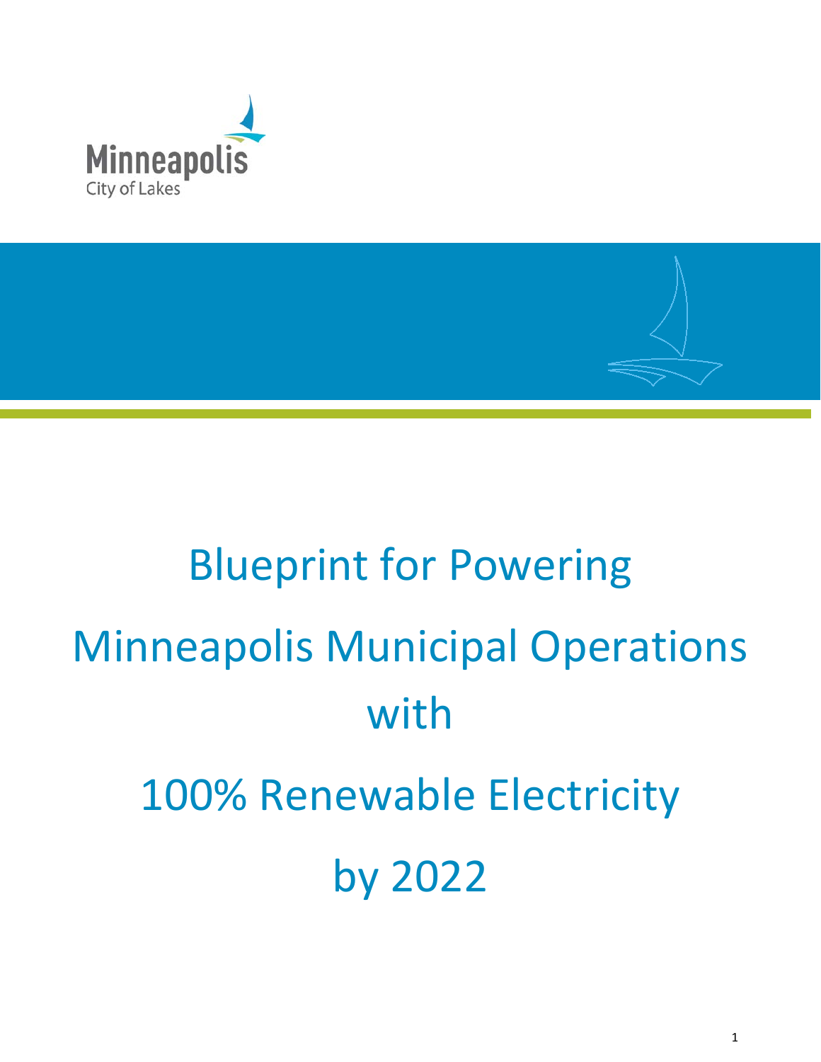Minneapolis
City of Lakes

# Blueprint for Powering Minneapolis Municipal Operations with 100% Renewable Electricity by 2022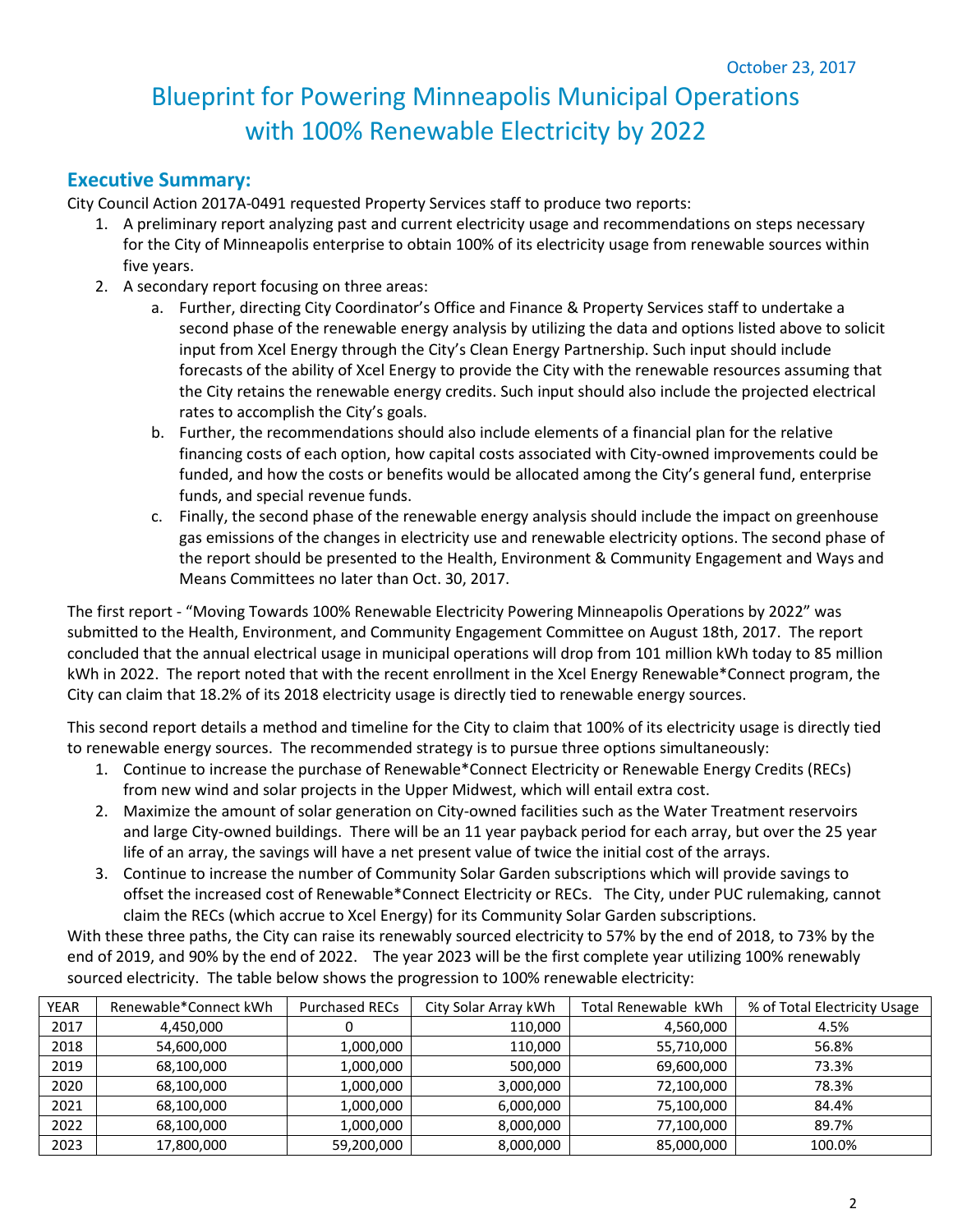October 23, 2017

# Blueprint for Powering Minneapolis Municipal Operations with 100% Renewable Electricity by 2022

## Executive Summary:

City Council Action 2017A-0491 requested Property Services staff to produce two reports:

1. A preliminary report analyzing past and current electricity usage and recommendations on steps necessary for the City of Minneapolis enterprise to obtain 100% of its electricity usage from renewable sources within five years.
2. A secondary report focusing on three areas:
   a. Further, directing City Coordinator's Office and Finance & Property Services staff to undertake a second phase of the renewable energy analysis by utilizing the data and options listed above to solicit input from Xcel Energy through the City's Clean Energy Partnership. Such input should include forecasts of the ability of Xcel Energy to provide the City with the renewable resources assuming that the City retains the renewable energy credits. Such input should also include the projected electrical rates to accomplish the City's goals.
   b. Further, the recommendations should also include elements of a financial plan for the relative financing costs of each option, how capital costs associated with City-owned improvements could be funded, and how the costs or benefits would be allocated among the City's general fund, enterprise funds, and special revenue funds.
   c. Finally, the second phase of the renewable energy analysis should include the impact on greenhouse gas emissions of the changes in electricity use and renewable electricity options. The second phase of the report should be presented to the Health, Environment & Community Engagement and Ways and Means Committees no later than Oct. 30, 2017.

The first report - "Moving Towards 100% Renewable Electricity Powering Minneapolis Operations by 2022" was submitted to the Health, Environment, and Community Engagement Committee on August 18th, 2017. The report concluded that the annual electrical usage in municipal operations will drop from 101 million kWh today to 85 million kWh in 2022. The report noted that with the recent enrollment in the Xcel Energy Renewable*Connect program, the City can claim that 18.2% of its 2018 electricity usage is directly tied to renewable energy sources.

This second report details a method and timeline for the City to claim that 100% of its electricity usage is directly tied to renewable energy sources. The recommended strategy is to pursue three options simultaneously:

1. Continue to increase the purchase of Renewable*Connect Electricity or Renewable Energy Credits (RECs) from new wind and solar projects in the Upper Midwest, which will entail extra cost.
2. Maximize the amount of solar generation on City-owned facilities such as the Water Treatment reservoirs and large City-owned buildings. There will be an 11 year payback period for each array, but over the 25 year life of an array, the savings will have a net present value of twice the initial cost of the arrays.
3. Continue to increase the number of Community Solar Garden subscriptions which will provide savings to offset the increased cost of Renewable*Connect Electricity or RECs. The City, under PUC rulemaking, cannot claim the RECs (which accrue to Xcel Energy) for its Community Solar Garden subscriptions.

With these three paths, the City can raise its renewably sourced electricity to 57% by the end of 2018, to 73% by the end of 2019, and 90% by the end of 2022. The year 2023 will be the first complete year utilizing 100% renewably sourced electricity. The table below shows the progression to 100% renewable electricity:

| YEAR | Renewable*Connect kWh | Purchased RECs | City Solar Array kWh | Total Renewable kWh | % of Total Electricity Usage |
|---|---|---|---|---|---|
| 2017 | 4,450,000 | 0 | 110,000 | 4,560,000 | 4.5% |
| 2018 | 54,600,000 | 1,000,000 | 110,000 | 55,710,000 | 56.8% |
| 2019 | 68,100,000 | 1,000,000 | 500,000 | 69,600,000 | 73.3% |
| 2020 | 68,100,000 | 1,000,000 | 3,000,000 | 72,100,000 | 78.3% |
| 2021 | 68,100,000 | 1,000,000 | 6,000,000 | 75,100,000 | 84.4% |
| 2022 | 68,100,000 | 1,000,000 | 8,000,000 | 77,100,000 | 89.7% |
| 2023 | 17,800,000 | 59,200,000 | 8,000,000 | 85,000,000 | 100.0% |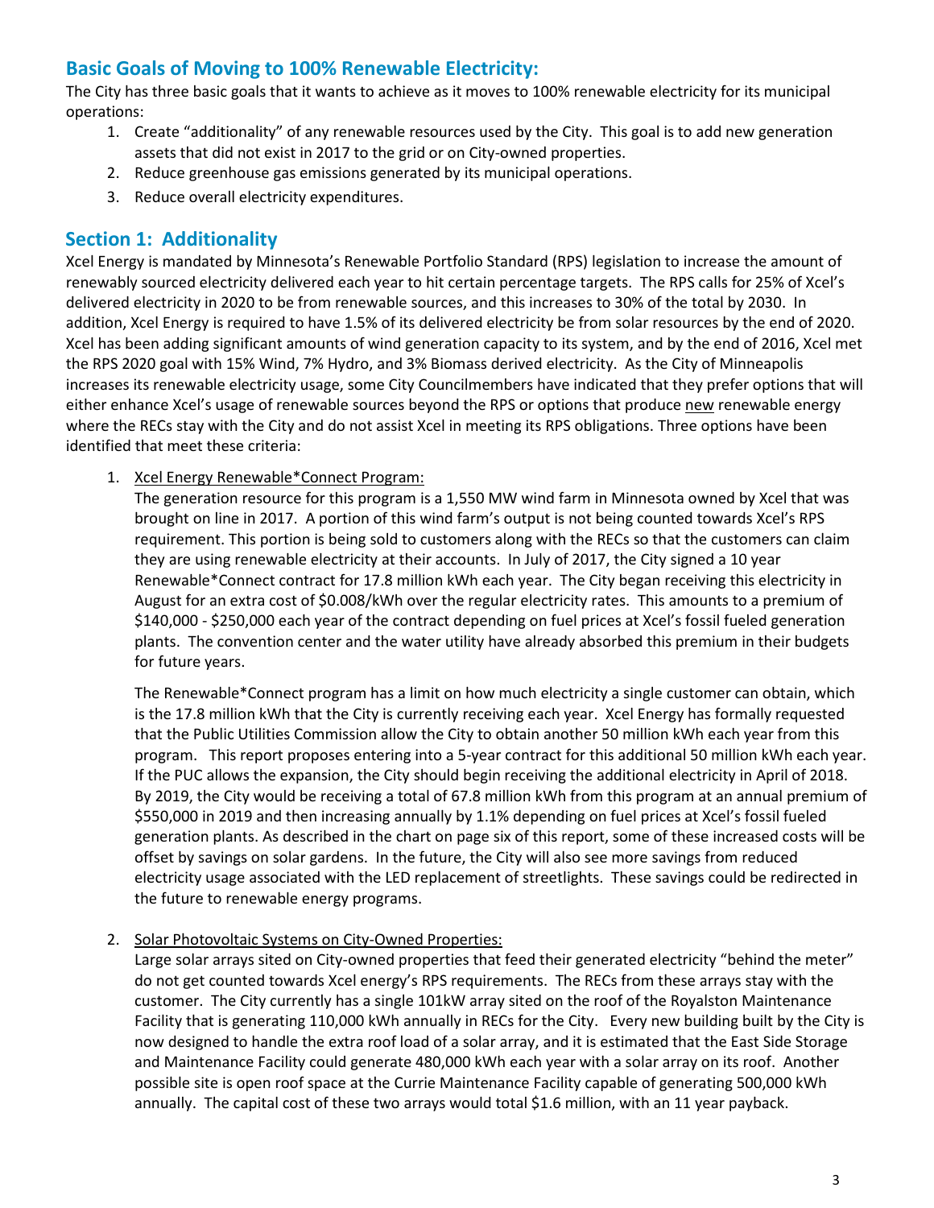## Basic Goals of Moving to 100% Renewable Electricity:

The City has three basic goals that it wants to achieve as it moves to 100% renewable electricity for its municipal operations:

1. Create "additionality" of any renewable resources used by the City. This goal is to add new generation assets that did not exist in 2017 to the grid or on City-owned properties.
2. Reduce greenhouse gas emissions generated by its municipal operations.
3. Reduce overall electricity expenditures.

## Section 1: Additionality

Xcel Energy is mandated by Minnesota's Renewable Portfolio Standard (RPS) legislation to increase the amount of renewably sourced electricity delivered each year to hit certain percentage targets. The RPS calls for 25% of Xcel's delivered electricity in 2020 to be from renewable sources, and this increases to 30% of the total by 2030. In addition, Xcel Energy is required to have 1.5% of its delivered electricity be from solar resources by the end of 2020. Xcel has been adding significant amounts of wind generation capacity to its system, and by the end of 2016, Xcel met the RPS 2020 goal with 15% Wind, 7% Hydro, and 3% Biomass derived electricity. As the City of Minneapolis increases its renewable electricity usage, some City Councilmembers have indicated that they prefer options that will either enhance Xcel's usage of renewable sources beyond the RPS or options that produce <u>new</u> renewable energy where the RECs stay with the City and do not assist Xcel in meeting its RPS obligations. Three options have been identified that meet these criteria:

1. <u>Xcel Energy Renewable*Connect Program:</u>

   The generation resource for this program is a 1,550 MW wind farm in Minnesota owned by Xcel that was brought on line in 2017. A portion of this wind farm's output is not being counted towards Xcel's RPS requirement. This portion is being sold to customers along with the RECs so that the customers can claim they are using renewable electricity at their accounts. In July of 2017, the City signed a 10 year Renewable*Connect contract for 17.8 million kWh each year. The City began receiving this electricity in August for an extra cost of $0.008/kWh over the regular electricity rates. This amounts to a premium of $140,000 - $250,000 each year of the contract depending on fuel prices at Xcel's fossil fueled generation plants. The convention center and the water utility have already absorbed this premium in their budgets for future years.

   The Renewable*Connect program has a limit on how much electricity a single customer can obtain, which is the 17.8 million kWh that the City is currently receiving each year. Xcel Energy has formally requested that the Public Utilities Commission allow the City to obtain another 50 million kWh each year from this program. This report proposes entering into a 5-year contract for this additional 50 million kWh each year. If the PUC allows the expansion, the City should begin receiving the additional electricity in April of 2018. By 2019, the City would be receiving a total of 67.8 million kWh from this program at an annual premium of $550,000 in 2019 and then increasing annually by 1.1% depending on fuel prices at Xcel's fossil fueled generation plants. As described in the chart on page six of this report, some of these increased costs will be offset by savings on solar gardens. In the future, the City will also see more savings from reduced electricity usage associated with the LED replacement of streetlights. These savings could be redirected in the future to renewable energy programs.

2. <u>Solar Photovoltaic Systems on City-Owned Properties:</u>

   Large solar arrays sited on City-owned properties that feed their generated electricity "behind the meter" do not get counted towards Xcel energy's RPS requirements. The RECs from these arrays stay with the customer. The City currently has a single 101kW array sited on the roof of the Royalston Maintenance Facility that is generating 110,000 kWh annually in RECs for the City. Every new building built by the City is now designed to handle the extra roof load of a solar array, and it is estimated that the East Side Storage and Maintenance Facility could generate 480,000 kWh each year with a solar array on its roof. Another possible site is open roof space at the Currie Maintenance Facility capable of generating 500,000 kWh annually. The capital cost of these two arrays would total $1.6 million, with an 11 year payback.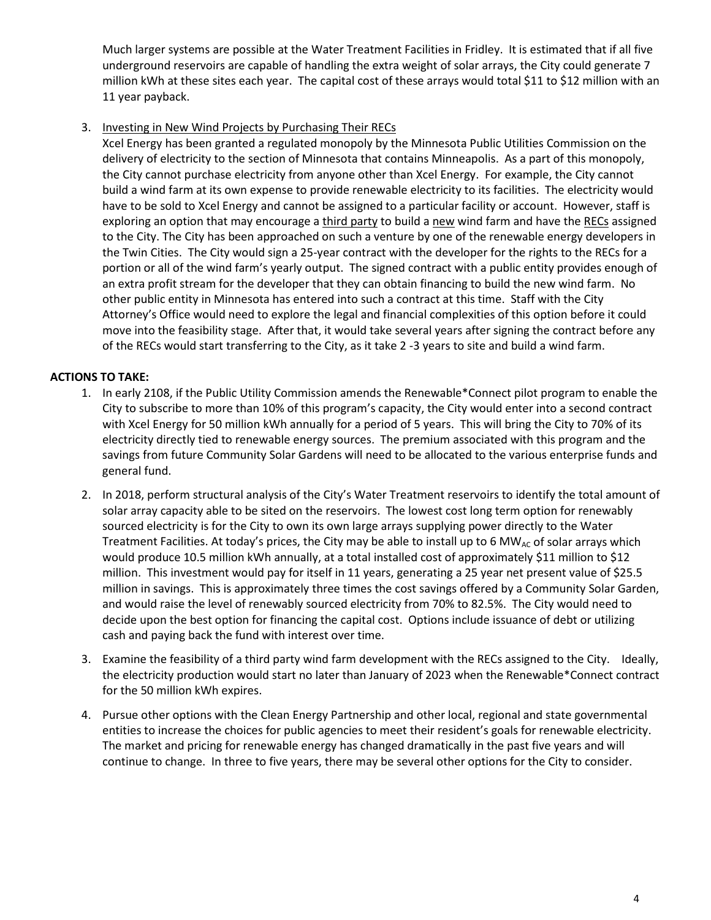Much larger systems are possible at the Water Treatment Facilities in Fridley. It is estimated that if all five underground reservoirs are capable of handling the extra weight of solar arrays, the City could generate 7 million kWh at these sites each year. The capital cost of these arrays would total $11 to $12 million with an 11 year payback.

3. <u>Investing in New Wind Projects by Purchasing Their RECs</u>

   Xcel Energy has been granted a regulated monopoly by the Minnesota Public Utilities Commission on the delivery of electricity to the section of Minnesota that contains Minneapolis. As a part of this monopoly, the City cannot purchase electricity from anyone other than Xcel Energy. For example, the City cannot build a wind farm at its own expense to provide renewable electricity to its facilities. The electricity would have to be sold to Xcel Energy and cannot be assigned to a particular facility or account. However, staff is exploring an option that may encourage a <u>third party</u> to build a <u>new</u> wind farm and have the <u>RECs</u> assigned to the City. The City has been approached on such a venture by one of the renewable energy developers in the Twin Cities. The City would sign a 25-year contract with the developer for the rights to the RECs for a portion or all of the wind farm's yearly output. The signed contract with a public entity provides enough of an extra profit stream for the developer that they can obtain financing to build the new wind farm. No other public entity in Minnesota has entered into such a contract at this time. Staff with the City Attorney's Office would need to explore the legal and financial complexities of this option before it could move into the feasibility stage. After that, it would take several years after signing the contract before any of the RECs would start transferring to the City, as it take 2 -3 years to site and build a wind farm.

**ACTIONS TO TAKE:**

1. In early 2108, if the Public Utility Commission amends the Renewable*Connect pilot program to enable the City to subscribe to more than 10% of this program's capacity, the City would enter into a second contract with Xcel Energy for 50 million kWh annually for a period of 5 years. This will bring the City to 70% of its electricity directly tied to renewable energy sources. The premium associated with this program and the savings from future Community Solar Gardens will need to be allocated to the various enterprise funds and general fund.
2. In 2018, perform structural analysis of the City's Water Treatment reservoirs to identify the total amount of solar array capacity able to be sited on the reservoirs. The lowest cost long term option for renewably sourced electricity is for the City to own its own large arrays supplying power directly to the Water Treatment Facilities. At today's prices, the City may be able to install up to 6 $MW_{AC}$ of solar arrays which would produce 10.5 million kWh annually, at a total installed cost of approximately $11 million to $12 million. This investment would pay for itself in 11 years, generating a 25 year net present value of $25.5 million in savings. This is approximately three times the cost savings offered by a Community Solar Garden, and would raise the level of renewably sourced electricity from 70% to 82.5%. The City would need to decide upon the best option for financing the capital cost. Options include issuance of debt or utilizing cash and paying back the fund with interest over time.
3. Examine the feasibility of a third party wind farm development with the RECs assigned to the City. Ideally, the electricity production would start no later than January of 2023 when the Renewable*Connect contract for the 50 million kWh expires.
4. Pursue other options with the Clean Energy Partnership and other local, regional and state governmental entities to increase the choices for public agencies to meet their resident's goals for renewable electricity. The market and pricing for renewable energy has changed dramatically in the past five years and will continue to change. In three to five years, there may be several other options for the City to consider.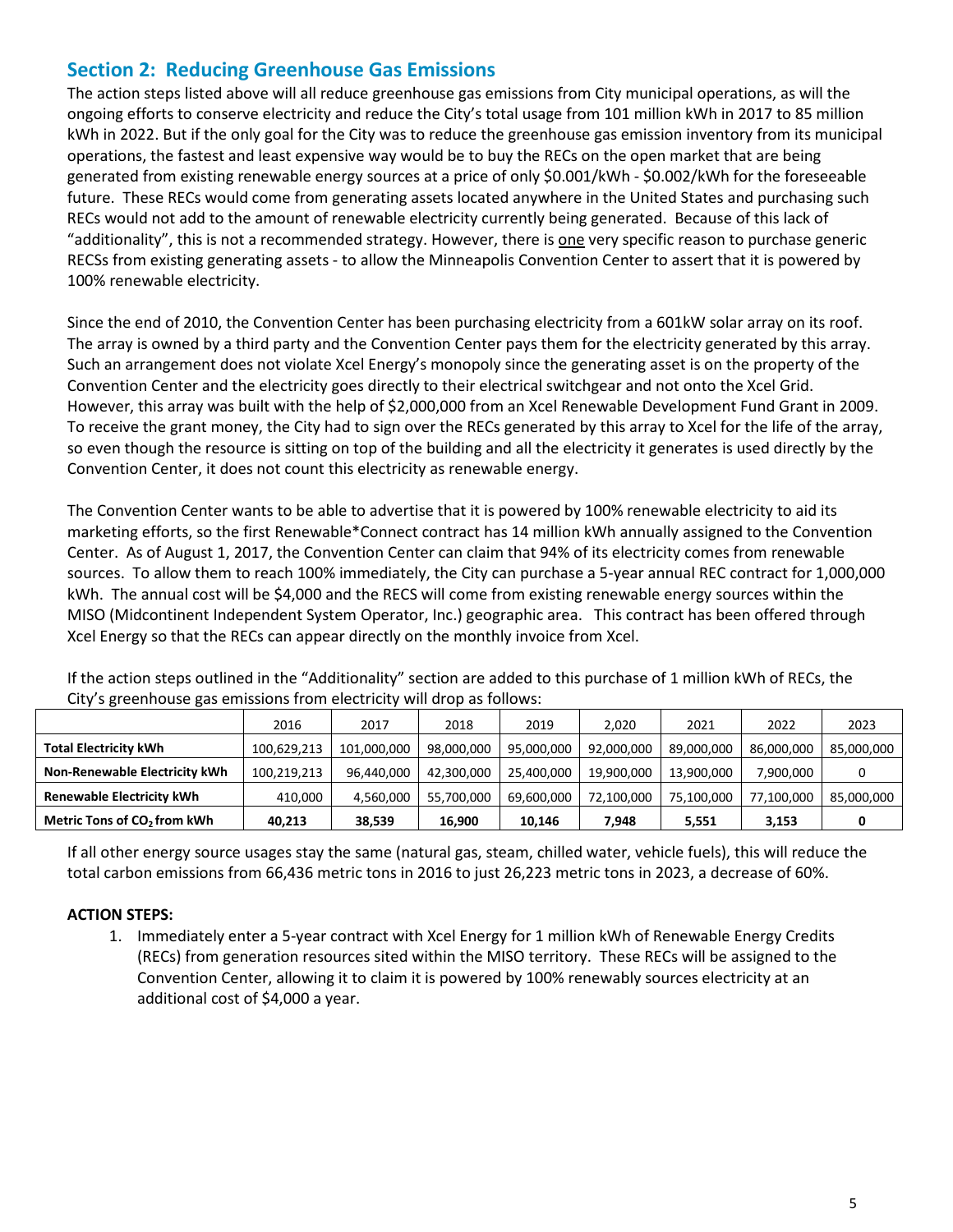## Section 2: Reducing Greenhouse Gas Emissions

The action steps listed above will all reduce greenhouse gas emissions from City municipal operations, as will the ongoing efforts to conserve electricity and reduce the City's total usage from 101 million kWh in 2017 to 85 million kWh in 2022. But if the only goal for the City was to reduce the greenhouse gas emission inventory from its municipal operations, the fastest and least expensive way would be to buy the RECs on the open market that are being generated from existing renewable energy sources at a price of only $0.001/kWh - $0.002/kWh for the foreseeable future. These RECs would come from generating assets located anywhere in the United States and purchasing such RECs would not add to the amount of renewable electricity currently being generated. Because of this lack of "additionality", this is not a recommended strategy. However, there is one very specific reason to purchase generic RECSs from existing generating assets - to allow the Minneapolis Convention Center to assert that it is powered by 100% renewable electricity.

Since the end of 2010, the Convention Center has been purchasing electricity from a 601kW solar array on its roof. The array is owned by a third party and the Convention Center pays them for the electricity generated by this array. Such an arrangement does not violate Xcel Energy's monopoly since the generating asset is on the property of the Convention Center and the electricity goes directly to their electrical switchgear and not onto the Xcel Grid. However, this array was built with the help of $2,000,000 from an Xcel Renewable Development Fund Grant in 2009. To receive the grant money, the City had to sign over the RECs generated by this array to Xcel for the life of the array, so even though the resource is sitting on top of the building and all the electricity it generates is used directly by the Convention Center, it does not count this electricity as renewable energy.

The Convention Center wants to be able to advertise that it is powered by 100% renewable electricity to aid its marketing efforts, so the first Renewable*Connect contract has 14 million kWh annually assigned to the Convention Center. As of August 1, 2017, the Convention Center can claim that 94% of its electricity comes from renewable sources. To allow them to reach 100% immediately, the City can purchase a 5-year annual REC contract for 1,000,000 kWh. The annual cost will be $4,000 and the RECS will come from existing renewable energy sources within the MISO (Midcontinent Independent System Operator, Inc.) geographic area. This contract has been offered through Xcel Energy so that the RECs can appear directly on the monthly invoice from Xcel.

If the action steps outlined in the "Additionality" section are added to this purchase of 1 million kWh of RECs, the City's greenhouse gas emissions from electricity will drop as follows:

| | 2016 | 2017 | 2018 | 2019 | 2,020 | 2021 | 2022 | 2023 |
|---|---|---|---|---|---|---|---|---|
| **Total Electricity kWh** | 100,629,213 | 101,000,000 | 98,000,000 | 95,000,000 | 92,000,000 | 89,000,000 | 86,000,000 | 85,000,000 |
| **Non-Renewable Electricity kWh** | 100,219,213 | 96,440,000 | 42,300,000 | 25,400,000 | 19,900,000 | 13,900,000 | 7,900,000 | 0 |
| **Renewable Electricity kWh** | 410,000 | 4,560,000 | 55,700,000 | 69,600,000 | 72,100,000 | 75,100,000 | 77,100,000 | 85,000,000 |
| **Metric Tons of $CO_2$ from kWh** | **40,213** | **38,539** | **16,900** | **10,146** | **7,948** | **5,551** | **3,153** | **0** |

If all other energy source usages stay the same (natural gas, steam, chilled water, vehicle fuels), this will reduce the total carbon emissions from 66,436 metric tons in 2016 to just 26,223 metric tons in 2023, a decrease of 60%.

**ACTION STEPS:**

1. Immediately enter a 5-year contract with Xcel Energy for 1 million kWh of Renewable Energy Credits (RECs) from generation resources sited within the MISO territory. These RECs will be assigned to the Convention Center, allowing it to claim it is powered by 100% renewably sources electricity at an additional cost of $4,000 a year.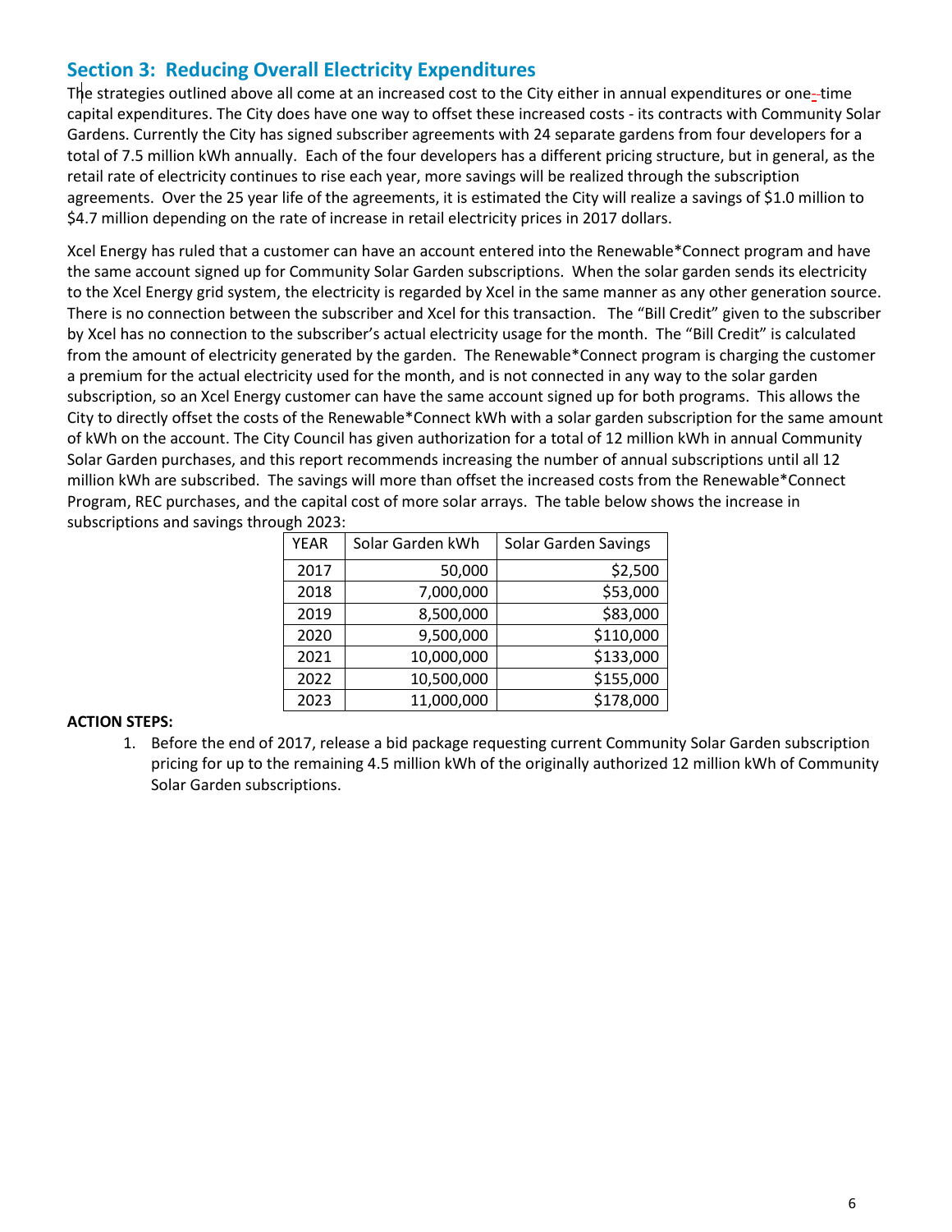## Section 3: Reducing Overall Electricity Expenditures

The strategies outlined above all come at an increased cost to the City either in annual expenditures or one-time capital expenditures. The City does have one way to offset these increased costs - its contracts with Community Solar Gardens. Currently the City has signed subscriber agreements with 24 separate gardens from four developers for a total of 7.5 million kWh annually. Each of the four developers has a different pricing structure, but in general, as the retail rate of electricity continues to rise each year, more savings will be realized through the subscription agreements. Over the 25 year life of the agreements, it is estimated the City will realize a savings of $1.0 million to $4.7 million depending on the rate of increase in retail electricity prices in 2017 dollars.

Xcel Energy has ruled that a customer can have an account entered into the Renewable*Connect program and have the same account signed up for Community Solar Garden subscriptions. When the solar garden sends its electricity to the Xcel Energy grid system, the electricity is regarded by Xcel in the same manner as any other generation source. There is no connection between the subscriber and Xcel for this transaction. The "Bill Credit" given to the subscriber by Xcel has no connection to the subscriber's actual electricity usage for the month. The "Bill Credit" is calculated from the amount of electricity generated by the garden. The Renewable*Connect program is charging the customer a premium for the actual electricity used for the month, and is not connected in any way to the solar garden subscription, so an Xcel Energy customer can have the same account signed up for both programs. This allows the City to directly offset the costs of the Renewable*Connect kWh with a solar garden subscription for the same amount of kWh on the account. The City Council has given authorization for a total of 12 million kWh in annual Community Solar Garden purchases, and this report recommends increasing the number of annual subscriptions until all 12 million kWh are subscribed. The savings will more than offset the increased costs from the Renewable*Connect Program, REC purchases, and the capital cost of more solar arrays. The table below shows the increase in subscriptions and savings through 2023:

| YEAR | Solar Garden kWh | Solar Garden Savings |
|---|---|---|
| 2017 | 50,000 | $2,500 |
| 2018 | 7,000,000 | $53,000 |
| 2019 | 8,500,000 | $83,000 |
| 2020 | 9,500,000 | $110,000 |
| 2021 | 10,000,000 | $133,000 |
| 2022 | 10,500,000 | $155,000 |
| 2023 | 11,000,000 | $178,000 |

**ACTION STEPS:**

1. Before the end of 2017, release a bid package requesting current Community Solar Garden subscription pricing for up to the remaining 4.5 million kWh of the originally authorized 12 million kWh of Community Solar Garden subscriptions.